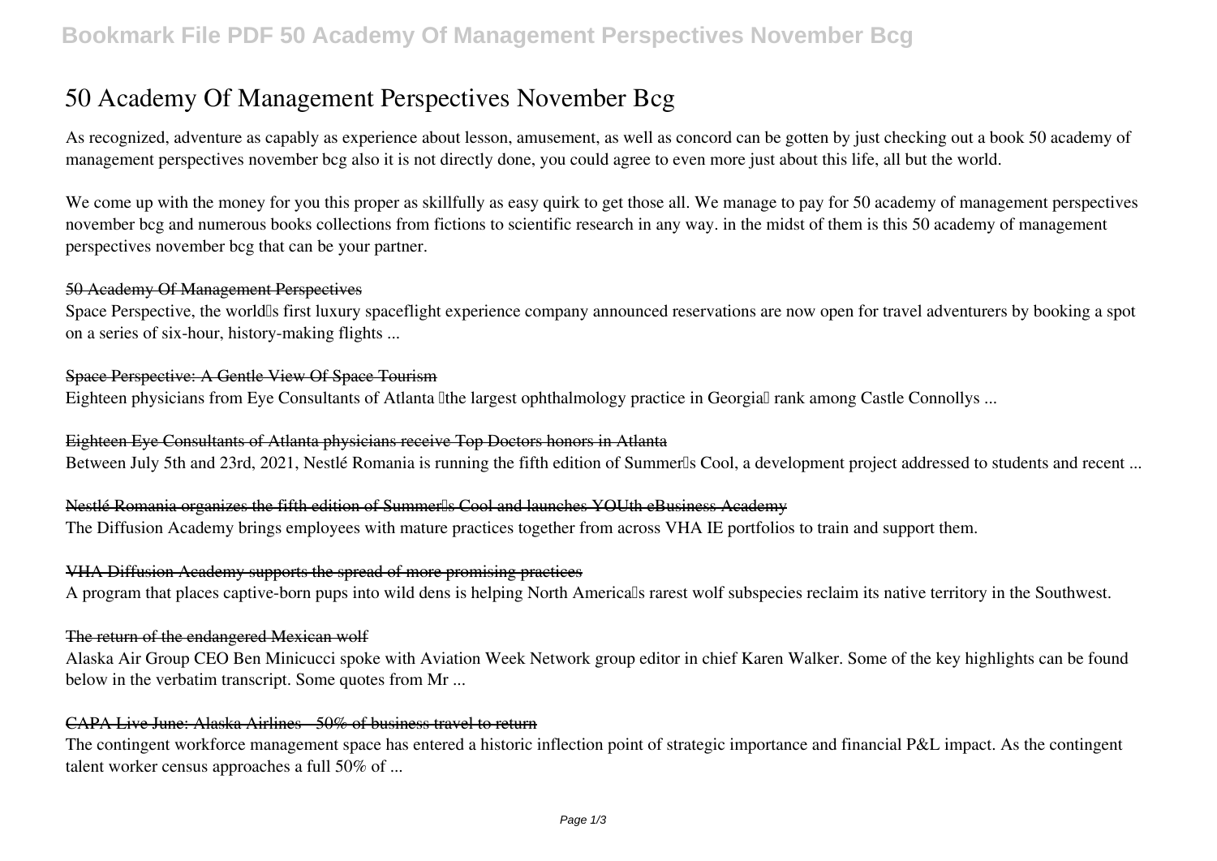# 50 Academy Of Management Perspectives November Bcg

As recognized, adventure as capably as experience about lesson, amusement, as well as concord can be gotten by just checking out a book 50 academy of management perspectives november bcg also it is not directly done, you could agree to even more just about this life, all but the world.

We come up with the money for you this proper as skillfully as easy quirk to get those all. We manage to pay for 50 academy of management perspectives november bcg and numerous books collections from fictions to scientific research in any way. in the midst of them is this 50 academy of management perspectives november bcg that can be your partner.

## 50 Academy Of Management Perspectives

Space Perspective, the world's first luxury spaceflight experience company announced reservations are now open for travel adventurers by booking a spot on a series of six-hour, history-making flights ...

## Space Perspective: A Gentle View Of Space Tourism

Eighteen physicians from Eye Consultants of Atlanta "the largest ophthalmology practice in Georgia" rank among Castle Connollys ...

## Eighteen Eye Consultants of Atlanta physicians receive Top Doctors honors in Atlanta

Between July 5th and 23rd, 2021, Nestlé Romania is running the fifth edition of Summer's Cool, a development project addressed to students and recent ...

## Nestlé Romania organizes the fifth edition of Summer's Cool and launches YOUth eBusiness Academy

The Diffusion Academy brings employees with mature practices together from across VHA IE portfolios to train and support them.

## VHA Diffusion Academy supports the spread of more promising practices

A program that places captive-born pups into wild dens is helping North America's rarest wolf subspecies reclaim its native territory in the Southwest.

## The return of the endangered Mexican wolf

Alaska Air Group CEO Ben Minicucci spoke with Aviation Week Network group editor in chief Karen Walker. Some of the key highlights can be found below in the verbatim transcript. Some quotes from Mr ...

## CAPA Live June: Alaska Airlines - 50% of business travel to return

The contingent workforce management space has entered a historic inflection point of strategic importance and financial P&L impact. As the contingent talent worker census approaches a full 50% of ...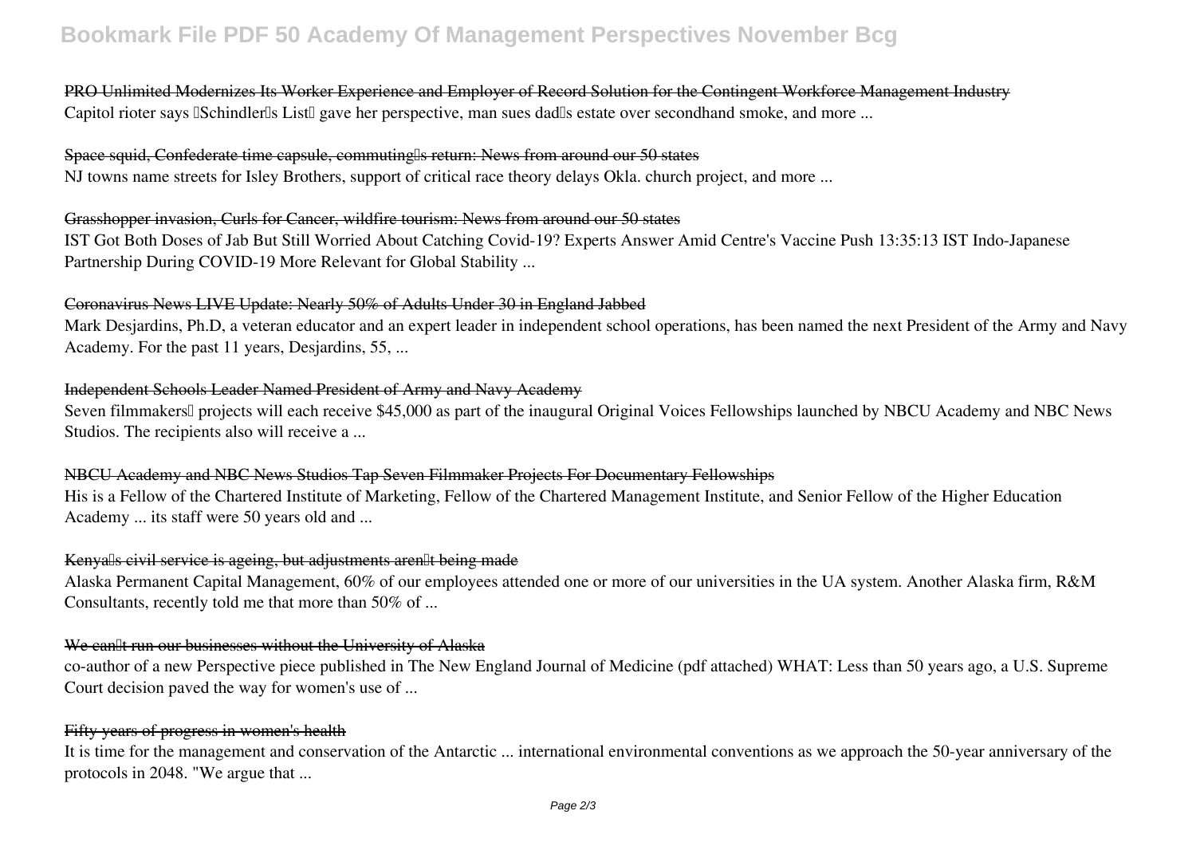PRO Unlimited Modernizes Its Worker Experience and Employer of Record Solution for the Contingent Workforce Management Industry

Capitol rioter says "Schindler's List" gave her perspective, man sues dad's estate over secondhand smoke, and more ...

Space squid, Confederate time capsule, commuting's return: News from around our 50 states

NJ towns name streets for Isley Brothers, support of critical race theory delays Okla. church project, and more ...

Grasshopper invasion, Curls for Cancer, wildfire tourism: News from around our 50 states

IST Got Both Doses of Jab But Still Worried About Catching Covid-19? Experts Answer Amid Centre's Vaccine Push 13:35:13 IST Indo-Japanese Partnership During COVID-19 More Relevant for Global Stability ...

Coronavirus News LIVE Update: Nearly 50% of Adults Under 30 in England Jabbed

Mark Desjardins, Ph.D, a veteran educator and an expert leader in independent school operations, has been named the next President of the Army and Navy Academy. For the past 11 years, Desjardins, 55, ...

Independent Schools Leader Named President of Army and Navy Academy

Seven filmmakers' projects will each receive $45,000 as part of the inaugural Original Voices Fellowships launched by NBCU Academy and NBC News Studios. The recipients also will receive a ...

NBCU Academy and NBC News Studios Tap Seven Filmmaker Projects For Documentary Fellowships

His is a Fellow of the Chartered Institute of Marketing, Fellow of the Chartered Management Institute, and Senior Fellow of the Higher Education Academy ... its staff were 50 years old and ...

Kenya's civil service is ageing, but adjustments aren't being made

Alaska Permanent Capital Management, 60% of our employees attended one or more of our universities in the UA system. Another Alaska firm, R&M Consultants, recently told me that more than 50% of ...

We can't run our businesses without the University of Alaska

co-author of a new Perspective piece published in The New England Journal of Medicine (pdf attached) WHAT: Less than 50 years ago, a U.S. Supreme Court decision paved the way for women's use of ...

Fifty years of progress in women's health

It is time for the management and conservation of the Antarctic ... international environmental conventions as we approach the 50-year anniversary of the protocols in 2048. "We argue that ...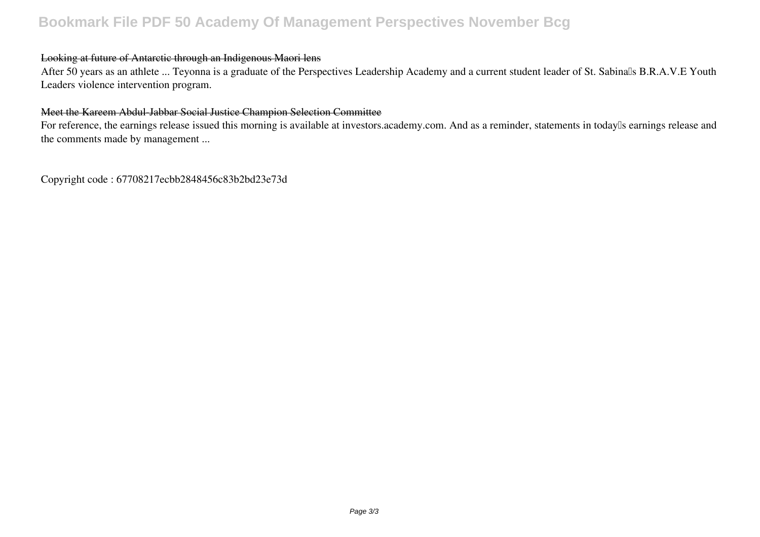Looking at future of Antarctic through an Indigenous Maori lens

After 50 years as an athlete ... Teyonna is a graduate of the Perspectives Leadership Academy and a current student leader of St. Sabina's B.R.A.V.E Youth Leaders violence intervention program.

Meet the Kareem Abdul-Jabbar Social Justice Champion Selection Committee

For reference, the earnings release issued this morning is available at investors.academy.com. And as a reminder, statements in today's earnings release and the comments made by management ...

Copyright code : 67708217ecbb2848456c83b2bd23e73d